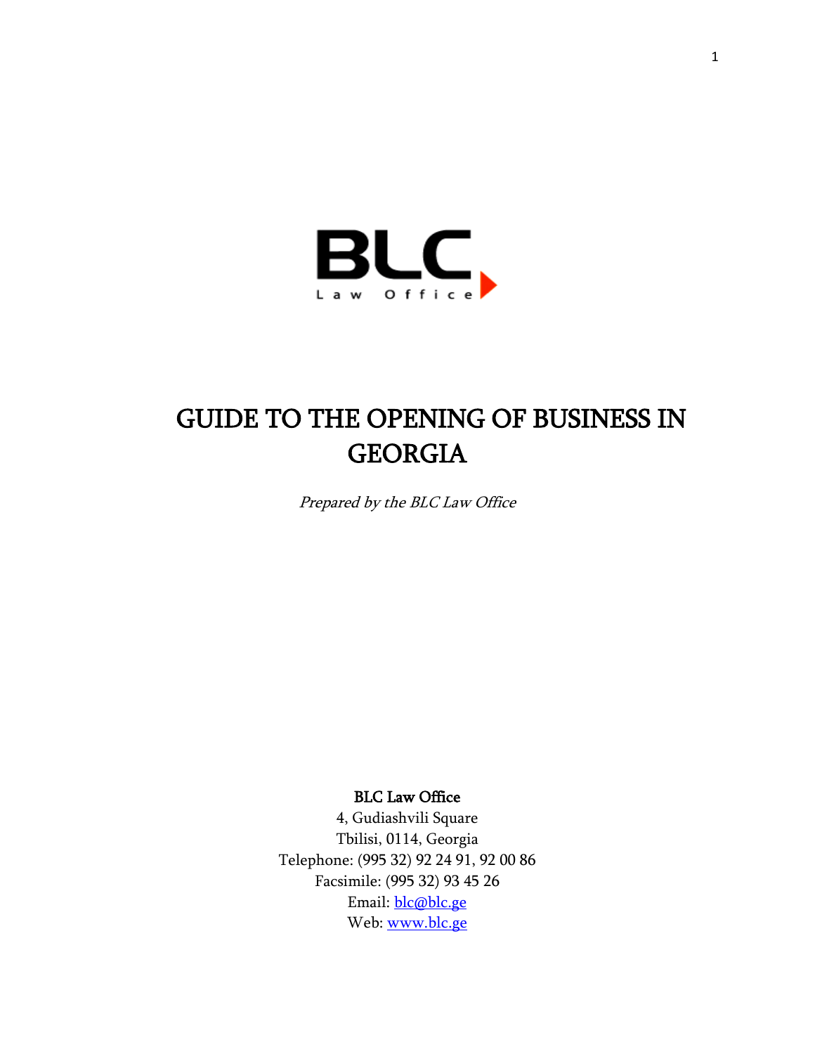BLC

Law Office

# GUIDE TO THE OPENING OF BUSINESS IN GEORGIA

*Prepared by the BLC Law Office*

**BLC Law Office**

4, Gudiashvili Square

Tbilisi, 0114, Georgia

Telephone: (995 32) 92 24 91, 92 00 86

Facsimile: (995 32) 93 45 26

Email: blc@blc.ge

Web: www.blc.ge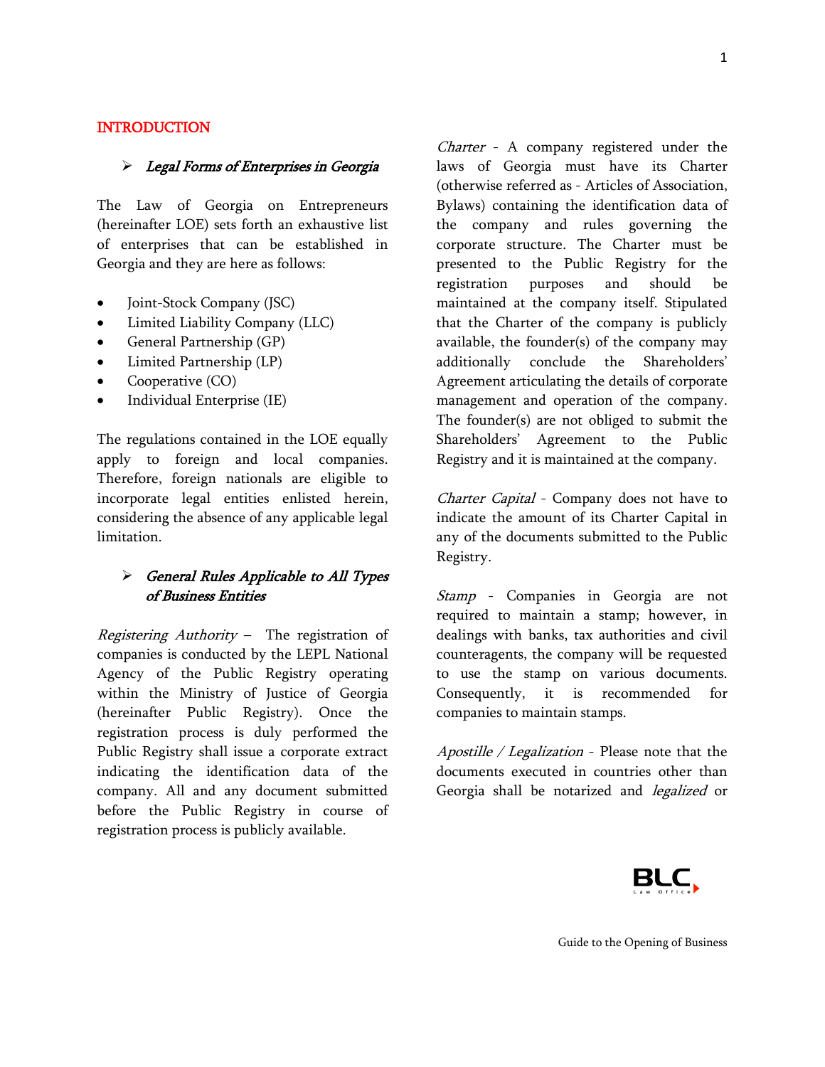# INTRODUCTION

## *Legal Forms of Enterprises in Georgia*

The Law of Georgia on Entrepreneurs (hereinafter LOE) sets forth an exhaustive list of enterprises that can be established in Georgia and they are here as follows:

- Joint-Stock Company (JSC)
- Limited Liability Company (LLC)
- General Partnership (GP)
- Limited Partnership (LP)
- Cooperative (CO)
- Individual Enterprise (IE)

The regulations contained in the LOE equally apply to foreign and local companies. Therefore, foreign nationals are eligible to incorporate legal entities enlisted herein, considering the absence of any applicable legal limitation.

## *General Rules Applicable to All Types of Business Entities*

*Registering Authority* – The registration of companies is conducted by the LEPL National Agency of the Public Registry operating within the Ministry of Justice of Georgia (hereinafter Public Registry). Once the registration process is duly performed the Public Registry shall issue a corporate extract indicating the identification data of the company. All and any document submitted before the Public Registry in course of registration process is publicly available.

*Charter* - A company registered under the laws of Georgia must have its Charter (otherwise referred as - Articles of Association, Bylaws) containing the identification data of the company and rules governing the corporate structure. The Charter must be presented to the Public Registry for the registration purposes and should be maintained at the company itself. Stipulated that the Charter of the company is publicly available, the founder(s) of the company may additionally conclude the Shareholders' Agreement articulating the details of corporate management and operation of the company. The founder(s) are not obliged to submit the Shareholders' Agreement to the Public Registry and it is maintained at the company.

*Charter Capital* - Company does not have to indicate the amount of its Charter Capital in any of the documents submitted to the Public Registry.

*Stamp* - Companies in Georgia are not required to maintain a stamp; however, in dealings with banks, tax authorities and civil counteragents, the company will be requested to use the stamp on various documents. Consequently, it is recommended for companies to maintain stamps.

*Apostille / Legalization* - Please note that the documents executed in countries other than Georgia shall be notarized and *legalized* or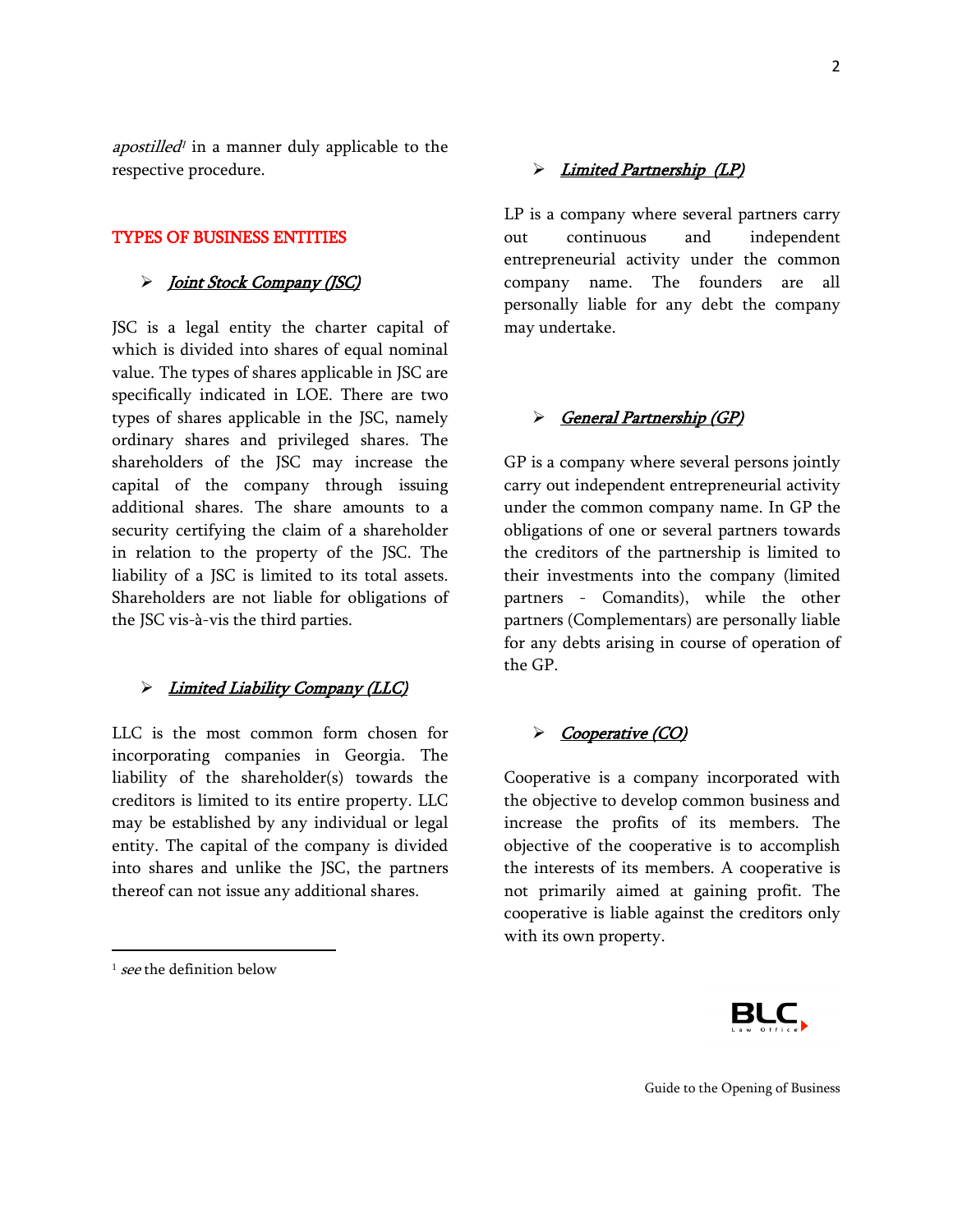*apostilled*[1] in a manner duly applicable to the respective procedure.

## TYPES OF BUSINESS ENTITIES

- ***Joint Stock Company (JSC)***

JSC is a legal entity the charter capital of which is divided into shares of equal nominal value. The types of shares applicable in JSC are specifically indicated in LOE. There are two types of shares applicable in the JSC, namely ordinary shares and privileged shares. The shareholders of the JSC may increase the capital of the company through issuing additional shares. The share amounts to a security certifying the claim of a shareholder in relation to the property of the JSC. The liability of a JSC is limited to its total assets. Shareholders are not liable for obligations of the JSC vis-à-vis the third parties.

- ***Limited Liability Company (LLC)***

LLC is the most common form chosen for incorporating companies in Georgia. The liability of the shareholder(s) towards the creditors is limited to its entire property. LLC may be established by any individual or legal entity. The capital of the company is divided into shares and unlike the JSC, the partners thereof can not issue any additional shares.

- ***Limited Partnership (LP)***

LP is a company where several partners carry out continuous and independent entrepreneurial activity under the common company name. The founders are all personally liable for any debt the company may undertake.

- ***General Partnership (GP)***

GP is a company where several persons jointly carry out independent entrepreneurial activity under the common company name. In GP the obligations of one or several partners towards the creditors of the partnership is limited to their investments into the company (limited partners - Comandits), while the other partners (Complementars) are personally liable for any debts arising in course of operation of the GP.

- ***Cooperative (CO)***

Cooperative is a company incorporated with the objective to develop common business and increase the profits of its members. The objective of the cooperative is to accomplish the interests of its members. A cooperative is not primarily aimed at gaining profit. The cooperative is liable against the creditors only with its own property.

---

[1] *see* the definition below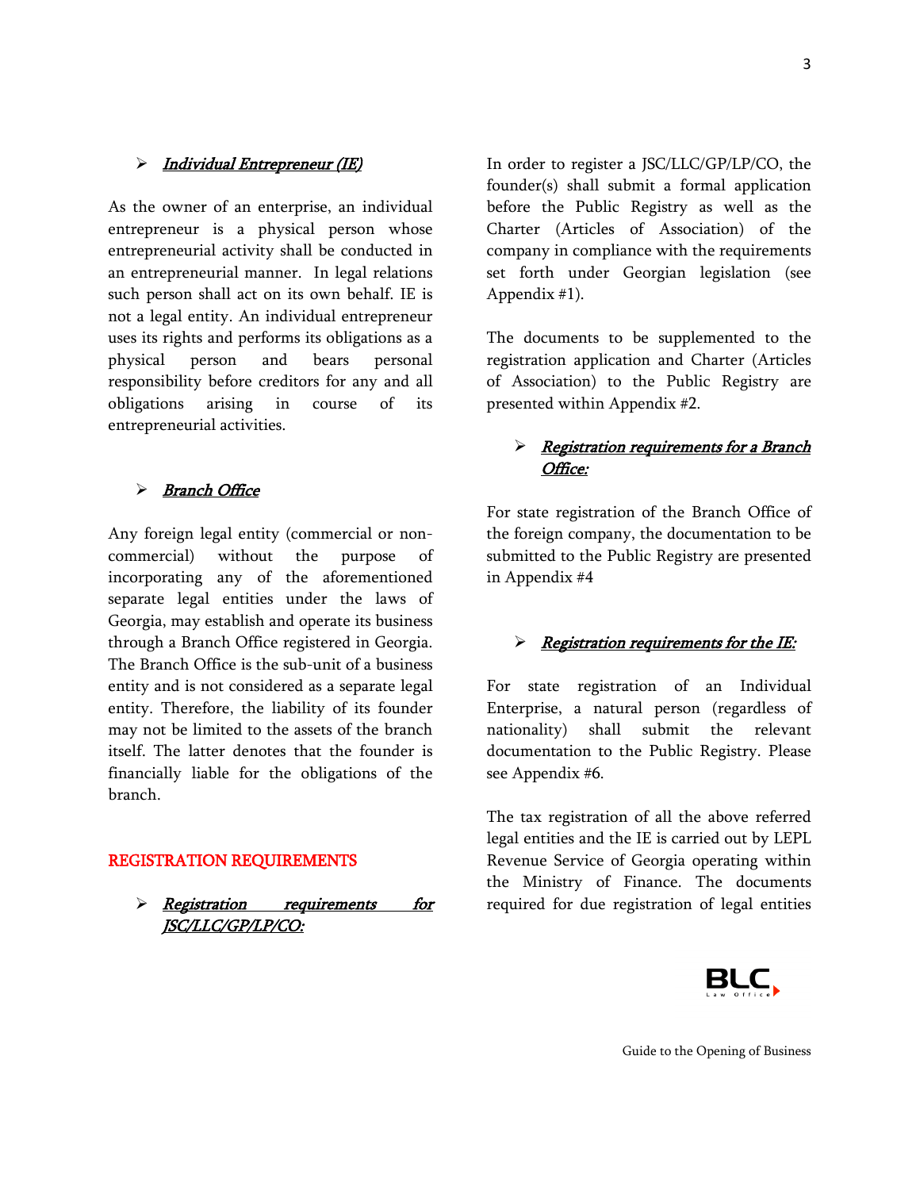- ***Individual Entrepreneur (IE)***

As the owner of an enterprise, an individual entrepreneur is a physical person whose entrepreneurial activity shall be conducted in an entrepreneurial manner. In legal relations such person shall act on its own behalf. IE is not a legal entity. An individual entrepreneur uses its rights and performs its obligations as a physical person and bears personal responsibility before creditors for any and all obligations arising in course of its entrepreneurial activities.

- ***Branch Office***

Any foreign legal entity (commercial or non-commercial) without the purpose of incorporating any of the aforementioned separate legal entities under the laws of Georgia, may establish and operate its business through a Branch Office registered in Georgia. The Branch Office is the sub-unit of a business entity and is not considered as a separate legal entity. Therefore, the liability of its founder may not be limited to the assets of the branch itself. The latter denotes that the founder is financially liable for the obligations of the branch.

## REGISTRATION REQUIREMENTS

- ***Registration requirements for JSC/LLC/GP/LP/CO:***

In order to register a JSC/LLC/GP/LP/CO, the founder(s) shall submit a formal application before the Public Registry as well as the Charter (Articles of Association) of the company in compliance with the requirements set forth under Georgian legislation (see Appendix #1).

The documents to be supplemented to the registration application and Charter (Articles of Association) to the Public Registry are presented within Appendix #2.

- ***Registration requirements for a Branch Office:***

For state registration of the Branch Office of the foreign company, the documentation to be submitted to the Public Registry are presented in Appendix #4

- ***Registration requirements for the IE:***

For state registration of an Individual Enterprise, a natural person (regardless of nationality) shall submit the relevant documentation to the Public Registry. Please see Appendix #6.

The tax registration of all the above referred legal entities and the IE is carried out by LEPL Revenue Service of Georgia operating within the Ministry of Finance. The documents required for due registration of legal entities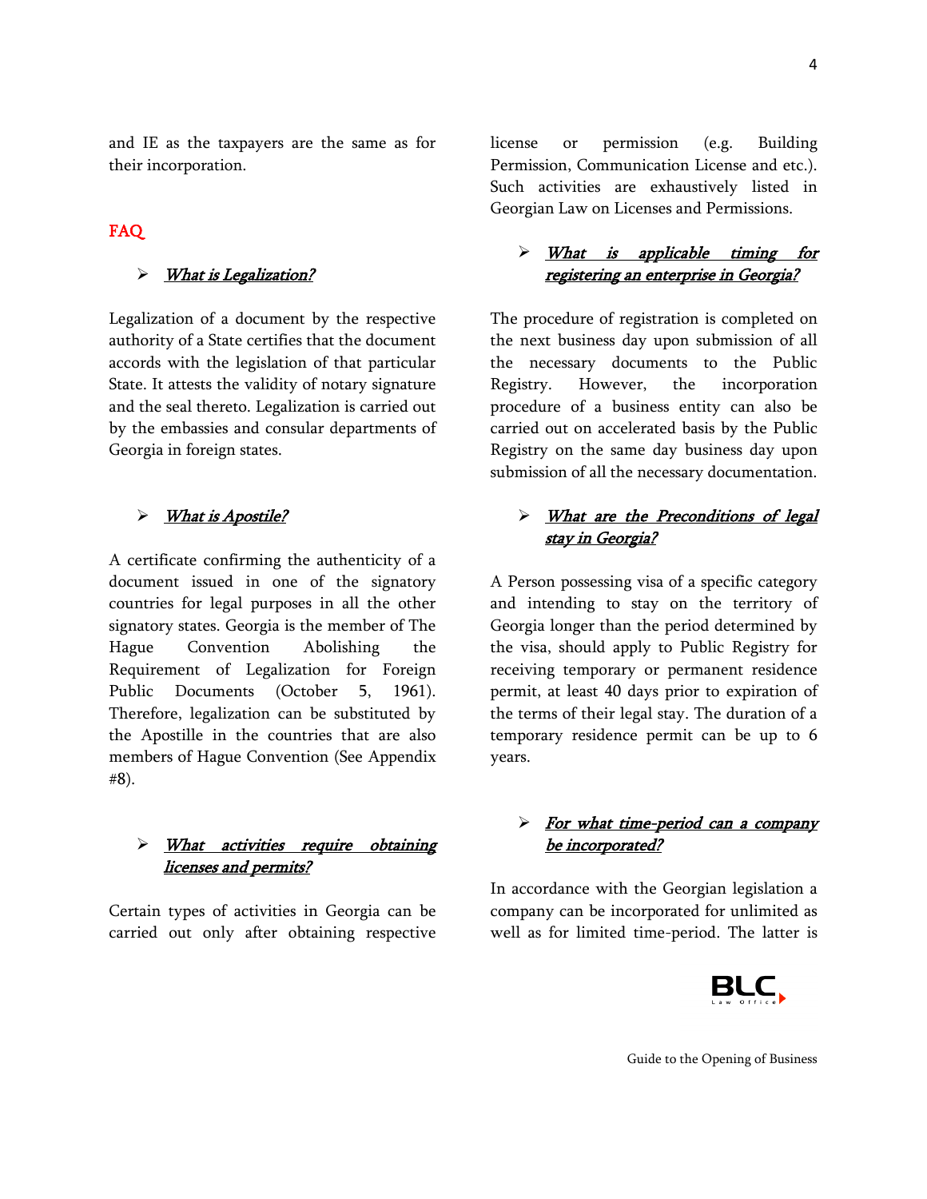and IE as the taxpayers are the same as for their incorporation.

## FAQ

- ***What is Legalization?***

Legalization of a document by the respective authority of a State certifies that the document accords with the legislation of that particular State. It attests the validity of notary signature and the seal thereto. Legalization is carried out by the embassies and consular departments of Georgia in foreign states.

- ***What is Apostile?***

A certificate confirming the authenticity of a document issued in one of the signatory countries for legal purposes in all the other signatory states. Georgia is the member of The Hague Convention Abolishing the Requirement of Legalization for Foreign Public Documents (October 5, 1961). Therefore, legalization can be substituted by the Apostille in the countries that are also members of Hague Convention (See Appendix #8).

- ***What activities require obtaining licenses and permits?***

Certain types of activities in Georgia can be carried out only after obtaining respective license or permission (e.g. Building Permission, Communication License and etc.). Such activities are exhaustively listed in Georgian Law on Licenses and Permissions.

- ***What is applicable timing for registering an enterprise in Georgia?***

The procedure of registration is completed on the next business day upon submission of all the necessary documents to the Public Registry. However, the incorporation procedure of a business entity can also be carried out on accelerated basis by the Public Registry on the same day business day upon submission of all the necessary documentation.

- ***What are the Preconditions of legal stay in Georgia?***

A Person possessing visa of a specific category and intending to stay on the territory of Georgia longer than the period determined by the visa, should apply to Public Registry for receiving temporary or permanent residence permit, at least 40 days prior to expiration of the terms of their legal stay. The duration of a temporary residence permit can be up to 6 years.

- ***For what time-period can a company be incorporated?***

In accordance with the Georgian legislation a company can be incorporated for unlimited as well as for limited time-period. The latter is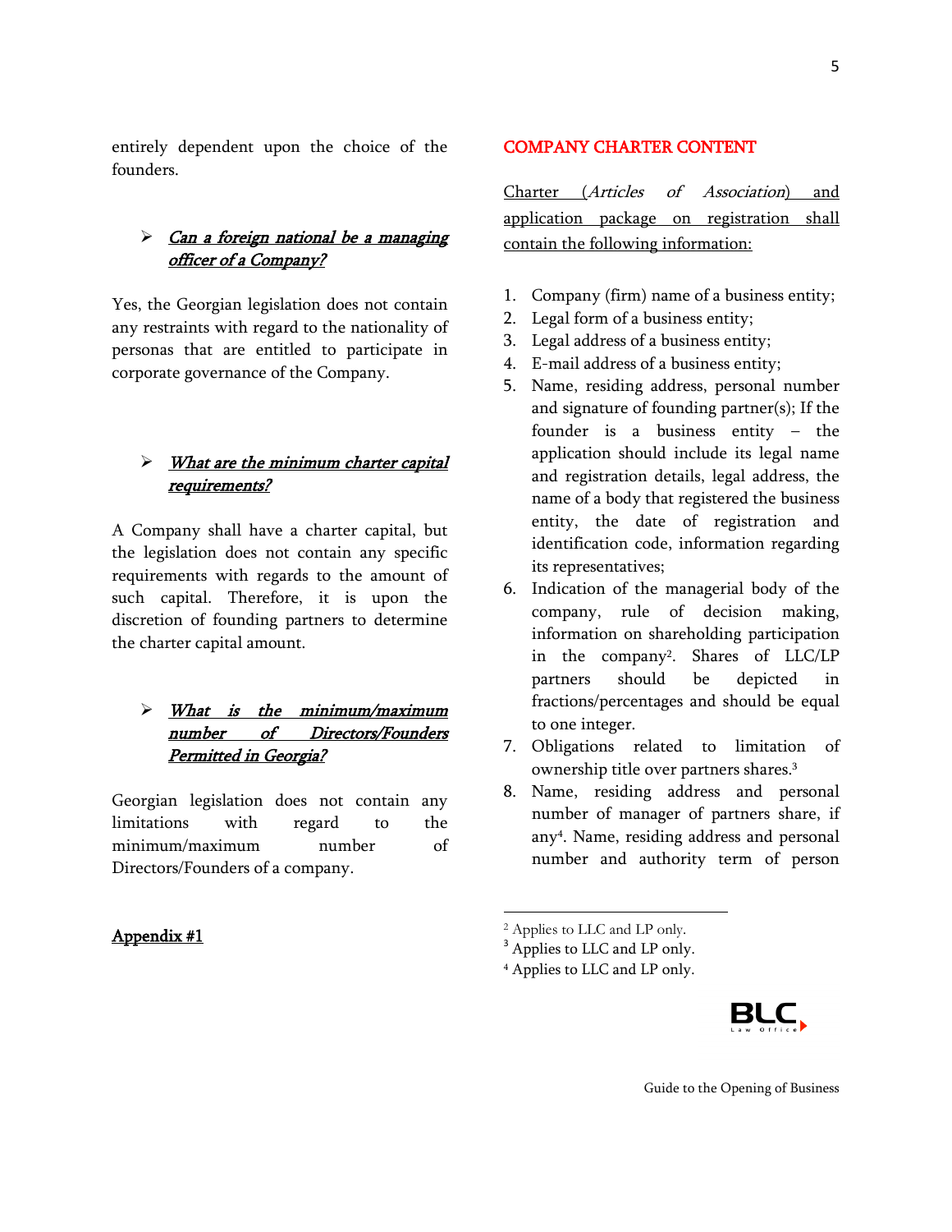entirely dependent upon the choice of the founders.

- ***Can a foreign national be a managing officer of a Company?***

Yes, the Georgian legislation does not contain any restraints with regard to the nationality of personas that are entitled to participate in corporate governance of the Company.

- ***What are the minimum charter capital requirements?***

A Company shall have a charter capital, but the legislation does not contain any specific requirements with regards to the amount of such capital. Therefore, it is upon the discretion of founding partners to determine the charter capital amount.

- ***What is the minimum/maximum number of Directors/Founders Permitted in Georgia?***

Georgian legislation does not contain any limitations with regard to the minimum/maximum number of Directors/Founders of a company.

**Appendix #1**

## COMPANY CHARTER CONTENT

Charter (*Articles of Association*) and application package on registration shall contain the following information:

1. Company (firm) name of a business entity;
2. Legal form of a business entity;
3. Legal address of a business entity;
4. E-mail address of a business entity;
5. Name, residing address, personal number and signature of founding partner(s); If the founder is a business entity – the application should include its legal name and registration details, legal address, the name of a body that registered the business entity, the date of registration and identification code, information regarding its representatives;
6. Indication of the managerial body of the company, rule of decision making, information on shareholding participation in the company[2]. Shares of LLC/LP partners should be depicted in fractions/percentages and should be equal to one integer.
7. Obligations related to limitation of ownership title over partners shares.[3]
8. Name, residing address and personal number of manager of partners share, if any[4]. Name, residing address and personal number and authority term of person

---

[2] Applies to LLC and LP only.

[3] Applies to LLC and LP only.

[4] Applies to LLC and LP only.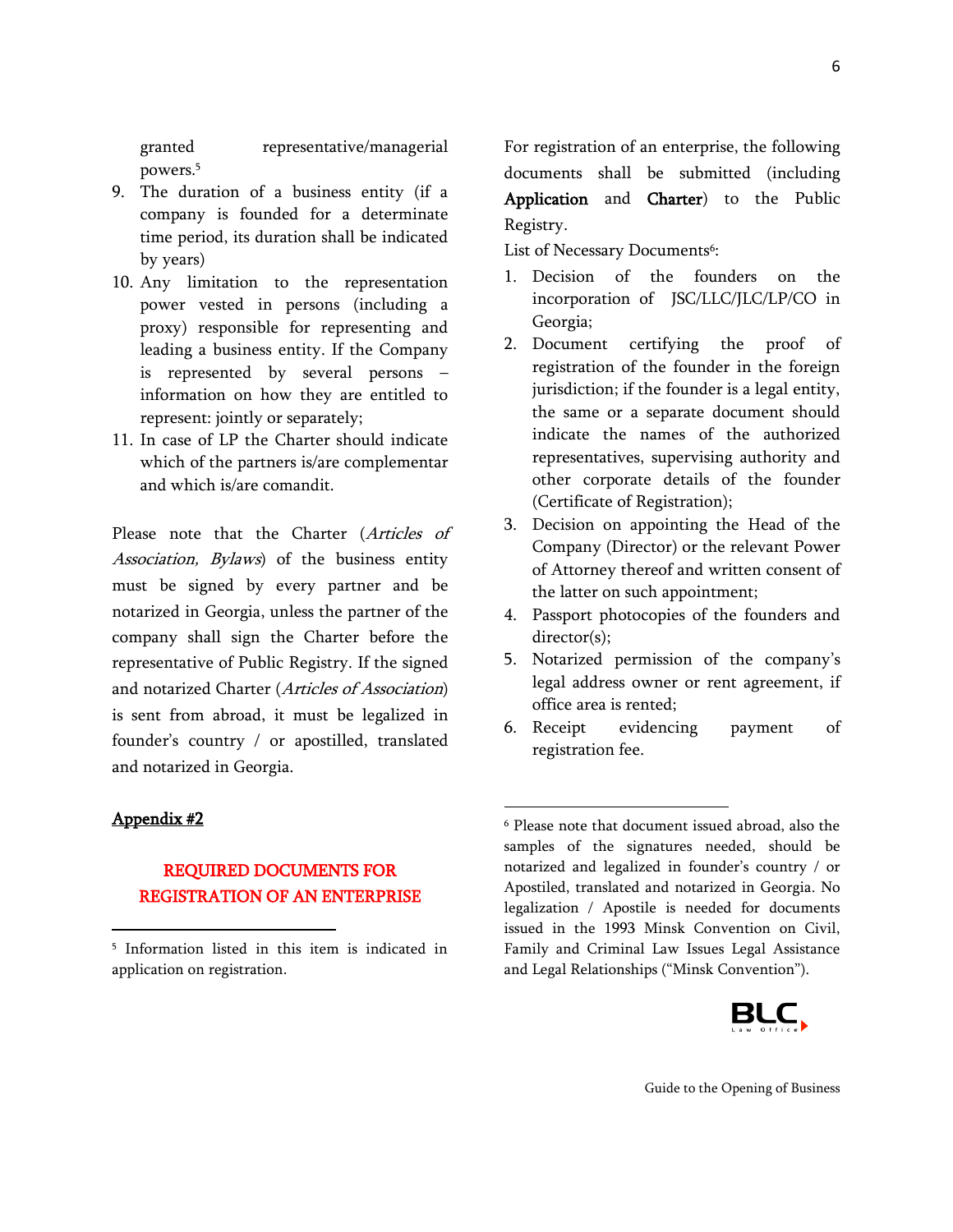granted representative/managerial powers.[5]

9. The duration of a business entity (if a company is founded for a determinate time period, its duration shall be indicated by years)
10. Any limitation to the representation power vested in persons (including a proxy) responsible for representing and leading a business entity. If the Company is represented by several persons – information on how they are entitled to represent: jointly or separately;
11. In case of LP the Charter should indicate which of the partners is/are complementar and which is/are comandit.

Please note that the Charter (*Articles of Association, Bylaws*) of the business entity must be signed by every partner and be notarized in Georgia, unless the partner of the company shall sign the Charter before the representative of Public Registry. If the signed and notarized Charter (*Articles of Association*) is sent from abroad, it must be legalized in founder's country / or apostilled, translated and notarized in Georgia.

**Appendix #2**

## REQUIRED DOCUMENTS FOR REGISTRATION OF AN ENTERPRISE

For registration of an enterprise, the following documents shall be submitted (including **Application** and **Charter**) to the Public Registry.

List of Necessary Documents[6]:

1. Decision of the founders on the incorporation of JSC/LLC/JLC/LP/CO in Georgia;
2. Document certifying the proof of registration of the founder in the foreign jurisdiction; if the founder is a legal entity, the same or a separate document should indicate the names of the authorized representatives, supervising authority and other corporate details of the founder (Certificate of Registration);
3. Decision on appointing the Head of the Company (Director) or the relevant Power of Attorney thereof and written consent of the latter on such appointment;
4. Passport photocopies of the founders and director(s);
5. Notarized permission of the company's legal address owner or rent agreement, if office area is rented;
6. Receipt evidencing payment of registration fee.

---

[5] Information listed in this item is indicated in application on registration.

[6] Please note that document issued abroad, also the samples of the signatures needed, should be notarized and legalized in founder's country / or Apostiled, translated and notarized in Georgia. No legalization / Apostile is needed for documents issued in the 1993 Minsk Convention on Civil, Family and Criminal Law Issues Legal Assistance and Legal Relationships ("Minsk Convention").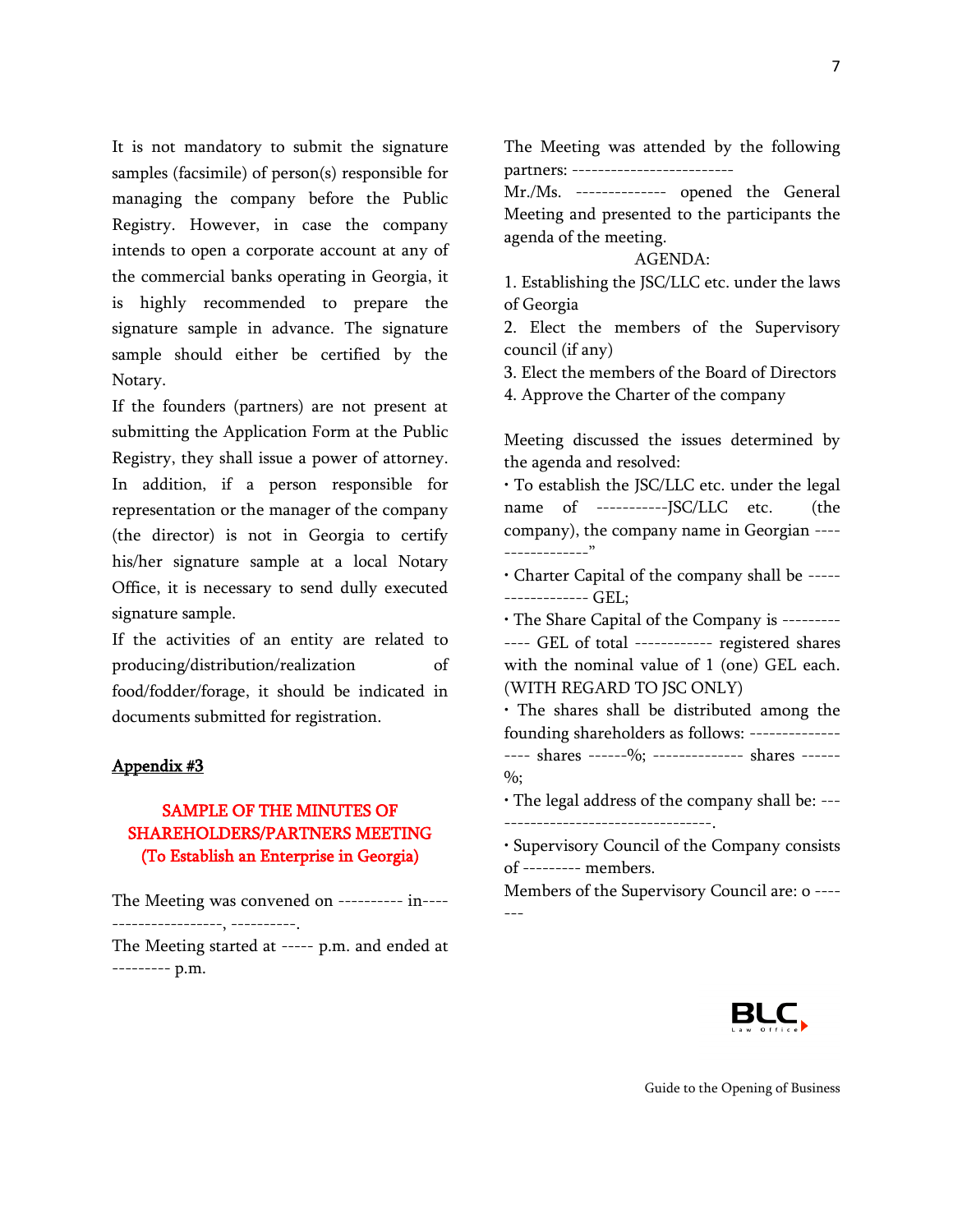It is not mandatory to submit the signature samples (facsimile) of person(s) responsible for managing the company before the Public Registry. However, in case the company intends to open a corporate account at any of the commercial banks operating in Georgia, it is highly recommended to prepare the signature sample in advance. The signature sample should either be certified by the Notary.

If the founders (partners) are not present at submitting the Application Form at the Public Registry, they shall issue a power of attorney. In addition, if a person responsible for representation or the manager of the company (the director) is not in Georgia to certify his/her signature sample at a local Notary Office, it is necessary to send dully executed signature sample.

If the activities of an entity are related to producing/distribution/realization of food/fodder/forage, it should be indicated in documents submitted for registration.

## Appendix #3

### SAMPLE OF THE MINUTES OF SHAREHOLDERS/PARTNERS MEETING (To Establish an Enterprise in Georgia)

The Meeting was convened on ---------- in---- -----------------, ----------.

The Meeting started at ----- p.m. and ended at --------- p.m.

The Meeting was attended by the following partners: -------------------------

Mr./Ms. -------------- opened the General Meeting and presented to the participants the agenda of the meeting.

AGENDA:

1. Establishing the JSC/LLC etc. under the laws of Georgia
2. Elect the members of the Supervisory council (if any)
3. Elect the members of the Board of Directors
4. Approve the Charter of the company

Meeting discussed the issues determined by the agenda and resolved:

- To establish the JSC/LLC etc. under the legal name of -----------JSC/LLC etc. (the company), the company name in Georgian ---- -------------"
- Charter Capital of the company shall be ----- ------------- GEL;
- The Share Capital of the Company is --------- ---- GEL of total ------------ registered shares with the nominal value of 1 (one) GEL each. (WITH REGARD TO JSC ONLY)
- The shares shall be distributed among the founding shareholders as follows: -------------- ---- shares ------%; -------------- shares ------ %;
- The legal address of the company shall be: --- --------------------------------.
- Supervisory Council of the Company consists of --------- members.

Members of the Supervisory Council are: o ---- ---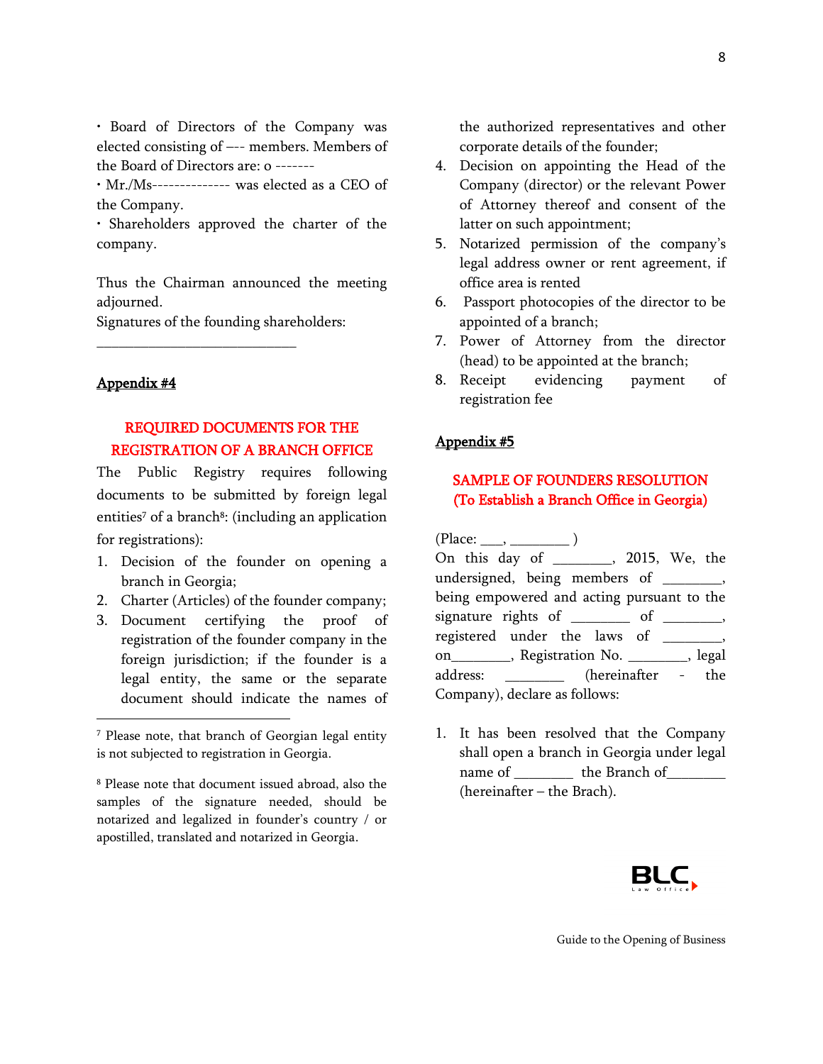• Board of Directors of the Company was elected consisting of –-- members. Members of the Board of Directors are: o -------

• Mr./Ms-------------- was elected as a CEO of the Company.

• Shareholders approved the charter of the company.

Thus the Chairman announced the meeting adjourned.

Signatures of the founding shareholders:

_______________________________

**Appendix #4**

## REQUIRED DOCUMENTS FOR THE REGISTRATION OF A BRANCH OFFICE

The Public Registry requires following documents to be submitted by foreign legal entities[7] of a branch[8]: (including an application for registrations):

1. Decision of the founder on opening a branch in Georgia;
2. Charter (Articles) of the founder company;
3. Document certifying the proof of registration of the founder company in the foreign jurisdiction; if the founder is a legal entity, the same or the separate document should indicate the names of the authorized representatives and other corporate details of the founder;
4. Decision on appointing the Head of the Company (director) or the relevant Power of Attorney thereof and consent of the latter on such appointment;
5. Notarized permission of the company's legal address owner or rent agreement, if office area is rented
6. Passport photocopies of the director to be appointed of a branch;
7. Power of Attorney from the director (head) to be appointed at the branch;
8. Receipt evidencing payment of registration fee

[7] Please note, that branch of Georgian legal entity is not subjected to registration in Georgia.

[8] Please note that document issued abroad, also the samples of the signature needed, should be notarized and legalized in founder's country / or apostilled, translated and notarized in Georgia.

**Appendix #5**

## SAMPLE OF FOUNDERS RESOLUTION (To Establish a Branch Office in Georgia)

(Place: ___, ________ )

On this day of ________, 2015, We, the undersigned, being members of ________, being empowered and acting pursuant to the signature rights of ________ of ________, registered under the laws of ________, on________, Registration No. ________, legal address: ________ (hereinafter - the Company), declare as follows:

1. It has been resolved that the Company shall open a branch in Georgia under legal name of ________ the Branch of________ (hereinafter – the Brach).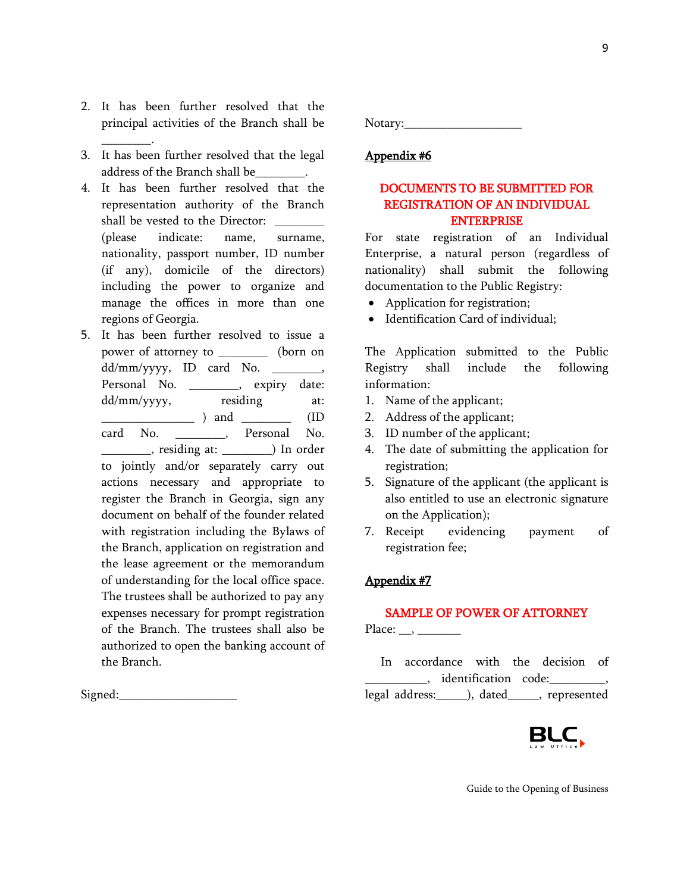2. It has been further resolved that the principal activities of the Branch shall be ________.
3. It has been further resolved that the legal address of the Branch shall be________.
4. It has been further resolved that the representation authority of the Branch shall be vested to the Director: ________ (please indicate: name, surname, nationality, passport number, ID number (if any), domicile of the directors) including the power to organize and manage the offices in more than one regions of Georgia.
5. It has been further resolved to issue a power of attorney to ________ (born on dd/mm/yyyy, ID card No. ________, Personal No. ________, expiry date: dd/mm/yyyy, residing at: ________________ ) and ________ (ID card No. ________, Personal No. ________, residing at: ________) In order to jointly and/or separately carry out actions necessary and appropriate to register the Branch in Georgia, sign any document on behalf of the founder related with registration including the Bylaws of the Branch, application on registration and the lease agreement or the memorandum of understanding for the local office space. The trustees shall be authorized to pay any expenses necessary for prompt registration of the Branch. The trustees shall also be authorized to open the banking account of the Branch.

Signed:____________________

Notary:____________________

**Appendix #6**

## DOCUMENTS TO BE SUBMITTED FOR REGISTRATION OF AN INDIVIDUAL ENTERPRISE

For state registration of an Individual Enterprise, a natural person (regardless of nationality) shall submit the following documentation to the Public Registry:

- Application for registration;
- Identification Card of individual;

The Application submitted to the Public Registry shall include the following information:

1. Name of the applicant;
2. Address of the applicant;
3. ID number of the applicant;
4. The date of submitting the application for registration;
5. Signature of the applicant (the applicant is also entitled to use an electronic signature on the Application);
7. Receipt evidencing payment of registration fee;

**Appendix #7**

## SAMPLE OF POWER OF ATTORNEY

Place: __, _______

In accordance with the decision of __________, identification code:_________, legal address:_____), dated_____, represented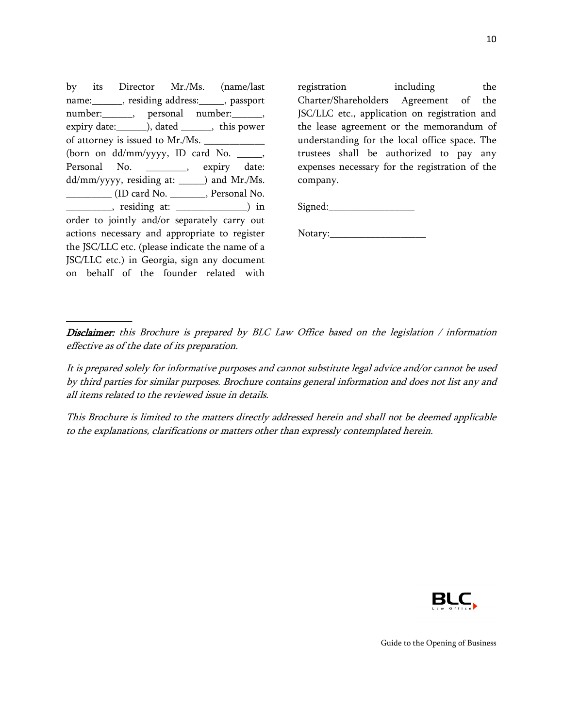by its Director Mr./Ms. (name/last name:______, residing address:_____, passport number:______, personal number:______, expiry date:______), dated ______, this power of attorney is issued to Mr./Ms. ____________ (born on dd/mm/yyyy, ID card No. _____, Personal No. ________, expiry date: dd/mm/yyyy, residing at: _____) and Mr./Ms. _________ (ID card No. _______, Personal No. _________, residing at: ______________) in order to jointly and/or separately carry out actions necessary and appropriate to register the JSC/LLC etc. (please indicate the name of a JSC/LLC etc.) in Georgia, sign any document on behalf of the founder related with registration including the Charter/Shareholders Agreement of the JSC/LLC etc., application on registration and the lease agreement or the memorandum of understanding for the local office space. The trustees shall be authorized to pay any expenses necessary for the registration of the company.

Signed:_________________

Notary:___________________

---

***Disclaimer:*** *this Brochure is prepared by BLC Law Office based on the legislation / information effective as of the date of its preparation.*

*It is prepared solely for informative purposes and cannot substitute legal advice and/or cannot be used by third parties for similar purposes. Brochure contains general information and does not list any and all items related to the reviewed issue in details.*

*This Brochure is limited to the matters directly addressed herein and shall not be deemed applicable to the explanations, clarifications or matters other than expressly contemplated herein.*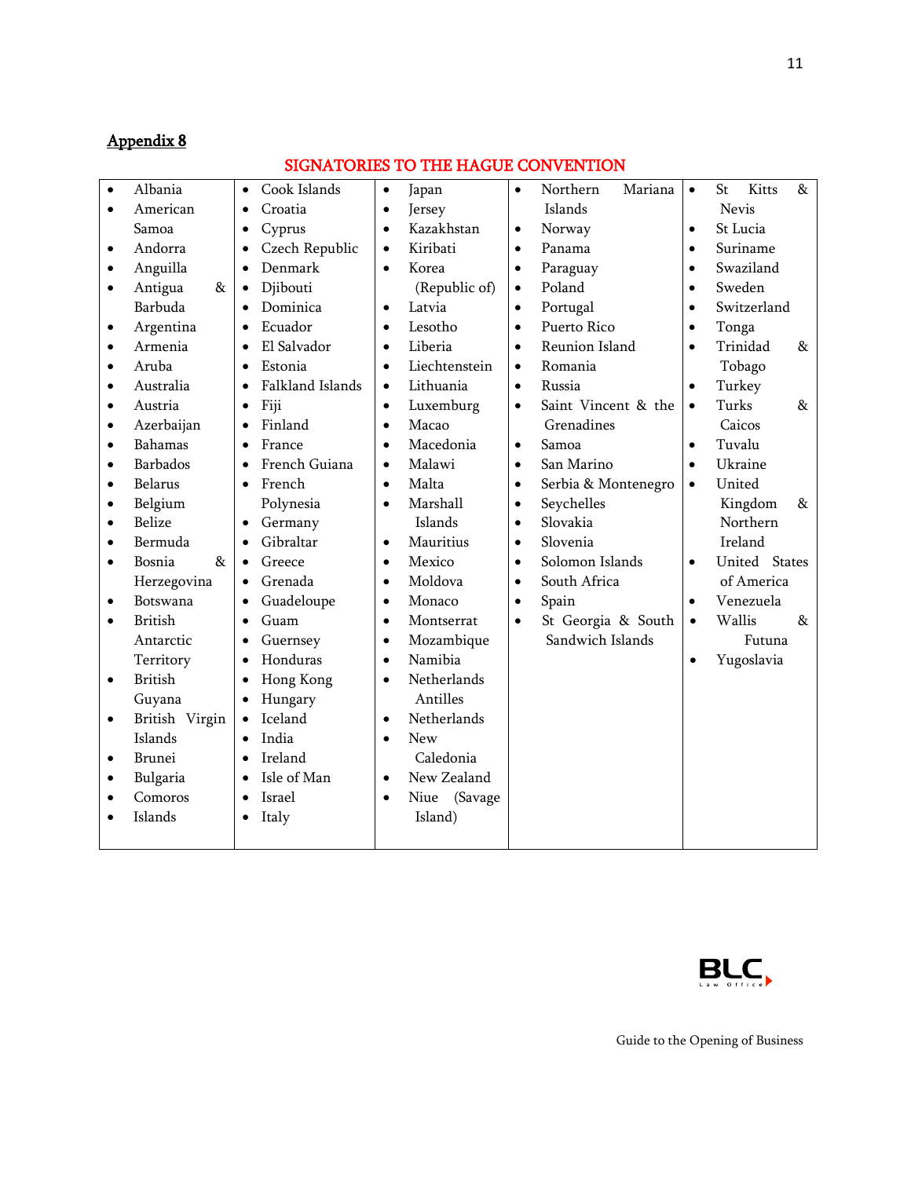## Appendix 8

**SIGNATORIES TO THE HAGUE CONVENTION**

- Albania
- American Samoa
- Andorra
- Anguilla
- Antigua & Barbuda
- Argentina
- Armenia
- Aruba
- Australia
- Austria
- Azerbaijan
- Bahamas
- Barbados
- Belarus
- Belgium
- Belize
- Bermuda
- Bosnia & Herzegovina
- Botswana
- British Antarctic Territory
- British Guyana
- British Virgin Islands
- Brunei
- Bulgaria
- Comoros
- Islands
- Cook Islands
- Croatia
- Cyprus
- Czech Republic
- Denmark
- Djibouti
- Dominica
- Ecuador
- El Salvador
- Estonia
- Falkland Islands
- Fiji
- Finland
- France
- French Guiana
- French Polynesia
- Germany
- Gibraltar
- Greece
- Grenada
- Guadeloupe
- Guam
- Guernsey
- Honduras
- Hong Kong
- Hungary
- Iceland
- India
- Ireland
- Isle of Man
- Israel
- Italy
- Japan
- Jersey
- Kazakhstan
- Kiribati
- Korea (Republic of)
- Latvia
- Lesotho
- Liberia
- Liechtenstein
- Lithuania
- Luxemburg
- Macao
- Macedonia
- Malawi
- Malta
- Marshall Islands
- Mauritius
- Mexico
- Moldova
- Monaco
- Montserrat
- Mozambique
- Namibia
- Netherlands Antilles
- Netherlands
- New Caledonia
- New Zealand
- Niue (Savage Island)
- Northern Mariana Islands
- Norway
- Panama
- Paraguay
- Poland
- Portugal
- Puerto Rico
- Reunion Island
- Romania
- Russia
- Saint Vincent & the Grenadines
- Samoa
- San Marino
- Serbia & Montenegro
- Seychelles
- Slovakia
- Slovenia
- Solomon Islands
- South Africa
- Spain
- St Georgia & South Sandwich Islands
- St Kitts & Nevis
- St Lucia
- Suriname
- Swaziland
- Sweden
- Switzerland
- Tonga
- Trinidad & Tobago
- Turkey
- Turks & Caicos
- Tuvalu
- Ukraine
- United Kingdom & Northern Ireland
- United States of America
- Venezuela
- Wallis & Futuna
- Yugoslavia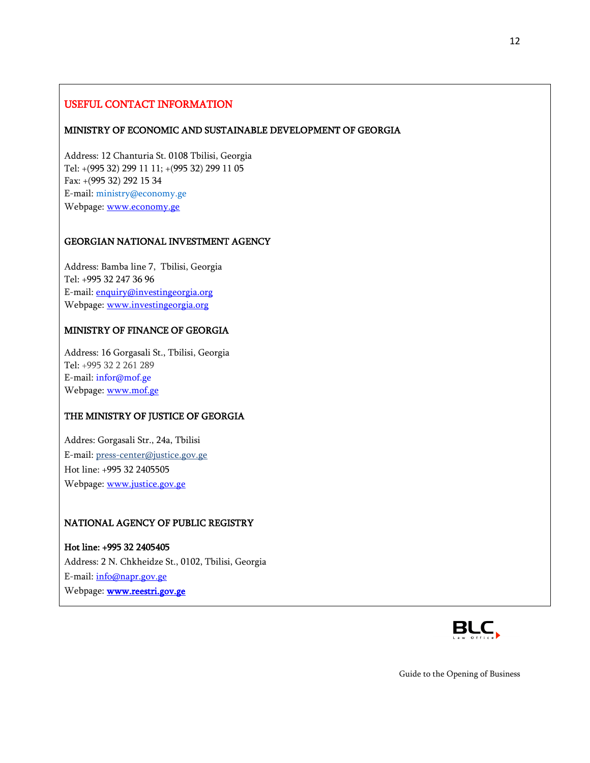## USEFUL CONTACT INFORMATION

### MINISTRY OF ECONOMIC AND SUSTAINABLE DEVELOPMENT OF GEORGIA

Address: 12 Chanturia St. 0108 Tbilisi, Georgia
Tel: +(995 32) 299 11 11; +(995 32) 299 11 05
Fax: +(995 32) 292 15 34
E-mail: ministry@economy.ge
Webpage: www.economy.ge

### GEORGIAN NATIONAL INVESTMENT AGENCY

Address: Bamba line 7, Tbilisi, Georgia
Tel: +995 32 247 36 96
E-mail: enquiry@investingeorgia.org
Webpage: www.investingeorgia.org

### MINISTRY OF FINANCE OF GEORGIA

Address: 16 Gorgasali St., Tbilisi, Georgia
Tel: +995 32 2 261 289
E-mail: infor@mof.ge
Webpage: www.mof.ge

### THE MINISTRY OF JUSTICE OF GEORGIA

Addres: Gorgasali Str., 24a, Tbilisi
E-mail: press-center@justice.gov.ge
Hot line: +995 32 2405505
Webpage: www.justice.gov.ge

### NATIONAL AGENCY OF PUBLIC REGISTRY

**Hot line: +995 32 2405405**
Address: 2 N. Chkheidze St., 0102, Tbilisi, Georgia
E-mail: info@napr.gov.ge
Webpage: **www.reestri.gov.ge**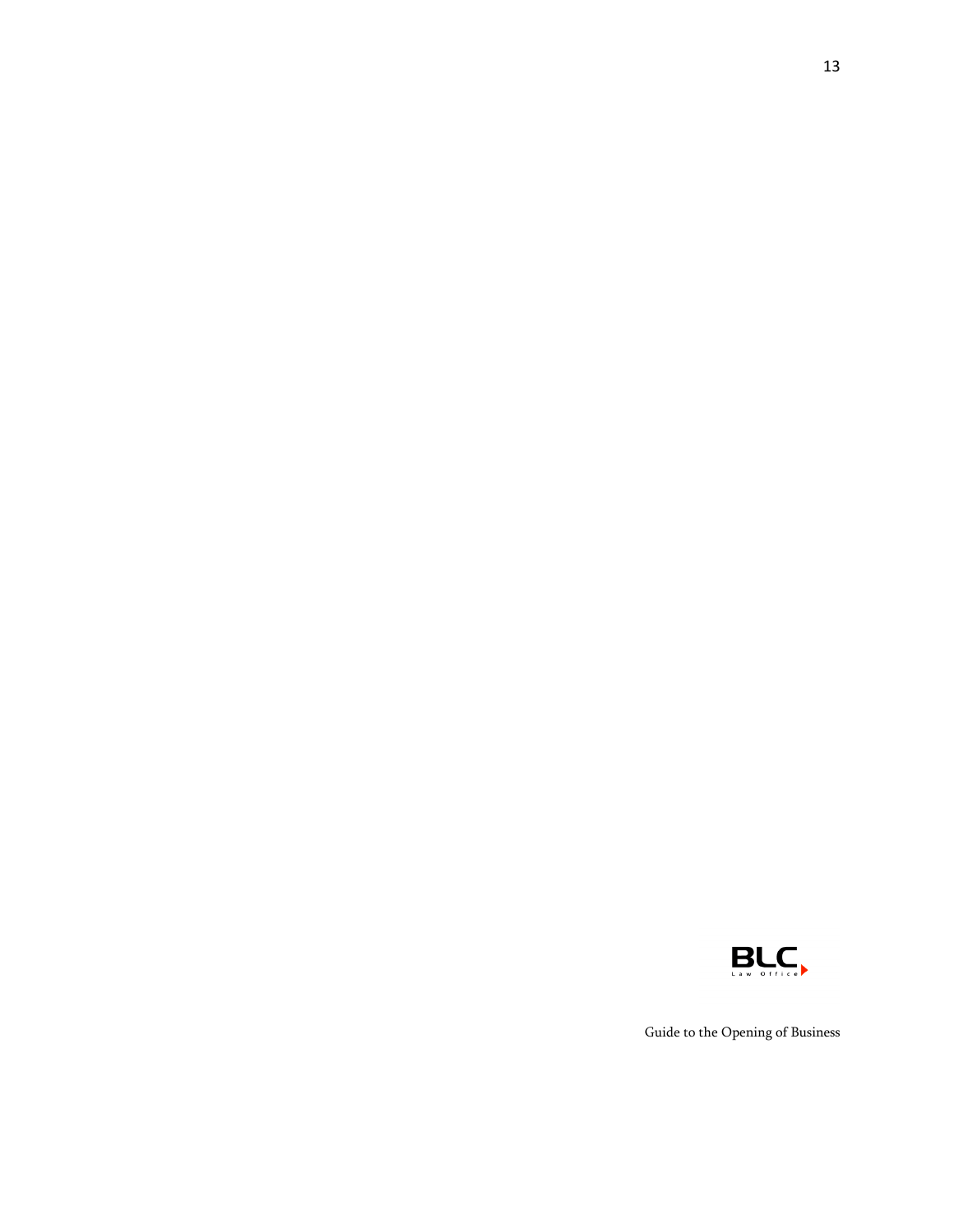Guide to the Opening of Business